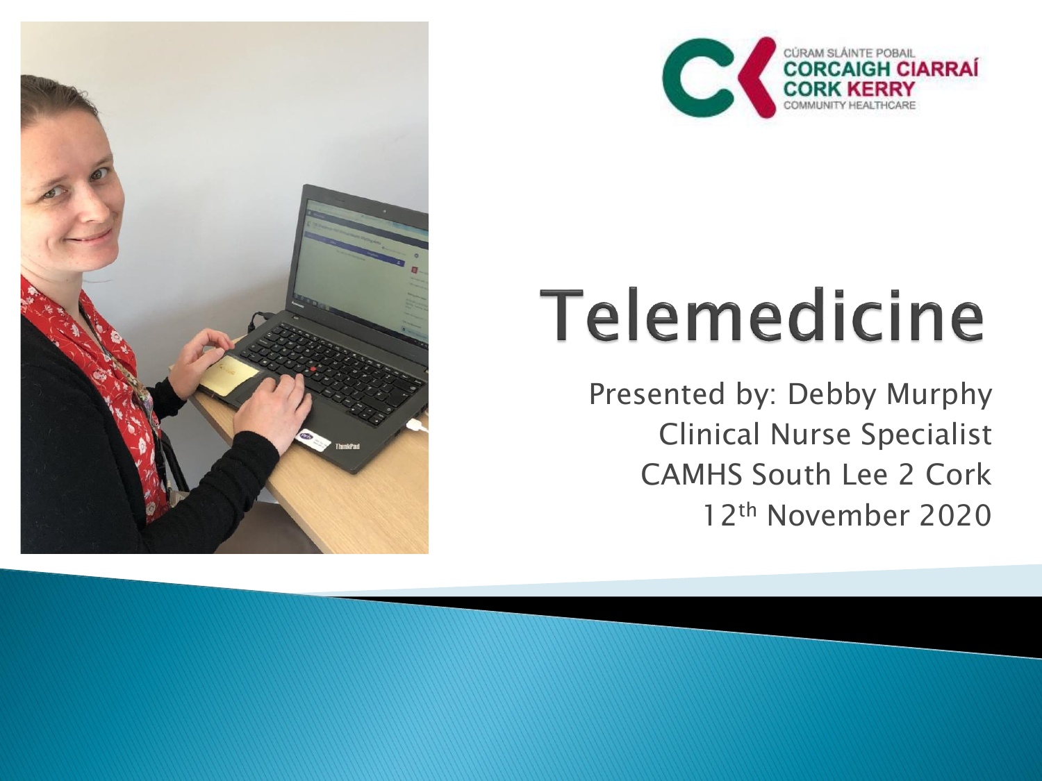CÚRAM SLÁINTE POBAIL
CORCAIGH CIARRAÍ
CORK KERRY
COMMUNITY HEALTHCARE

# Telemedicine

Presented by: Debby Murphy
Clinical Nurse Specialist
CAMHS South Lee 2 Cork
12th November 2020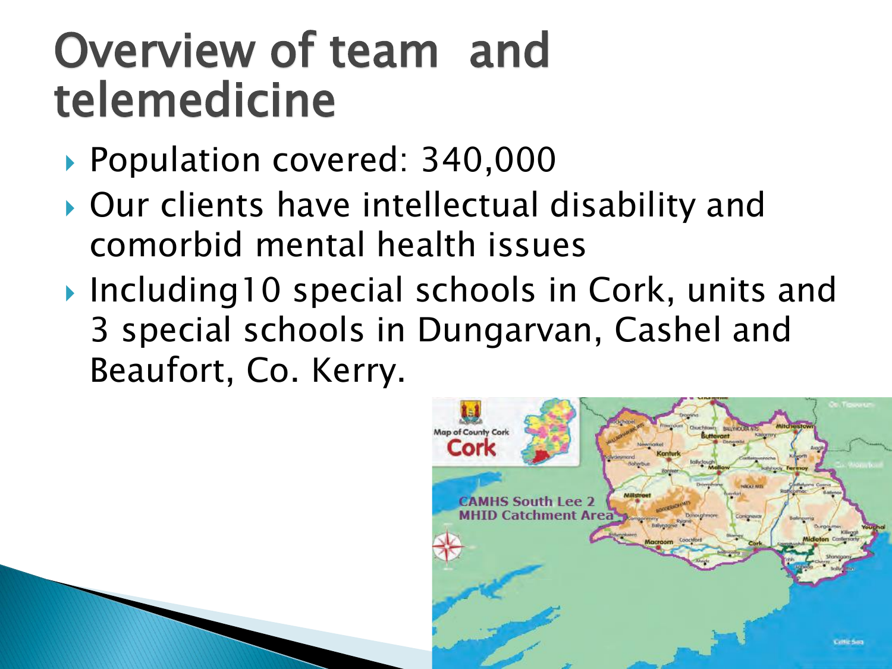# Overview of team and telemedicine

- Population covered: 340,000
- Our clients have intellectual disability and comorbid mental health issues
- Including10 special schools in Cork, units and 3 special schools in Dungarvan, Cashel and Beaufort, Co. Kerry.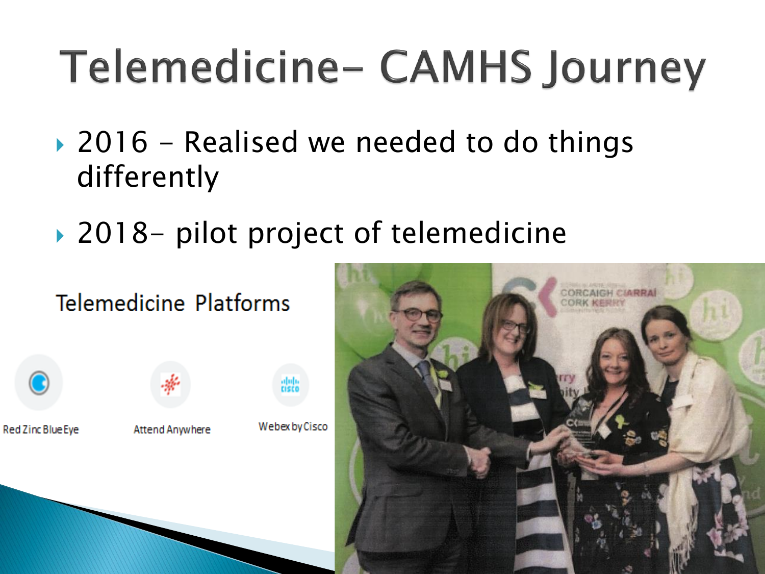# Telemedicine- CAMHS Journey

- 2016 - Realised we needed to do things differently
- 2018- pilot project of telemedicine

Telemedicine Platforms

Red Zinc Blue Eye

Attend Anywhere

Webex by Cisco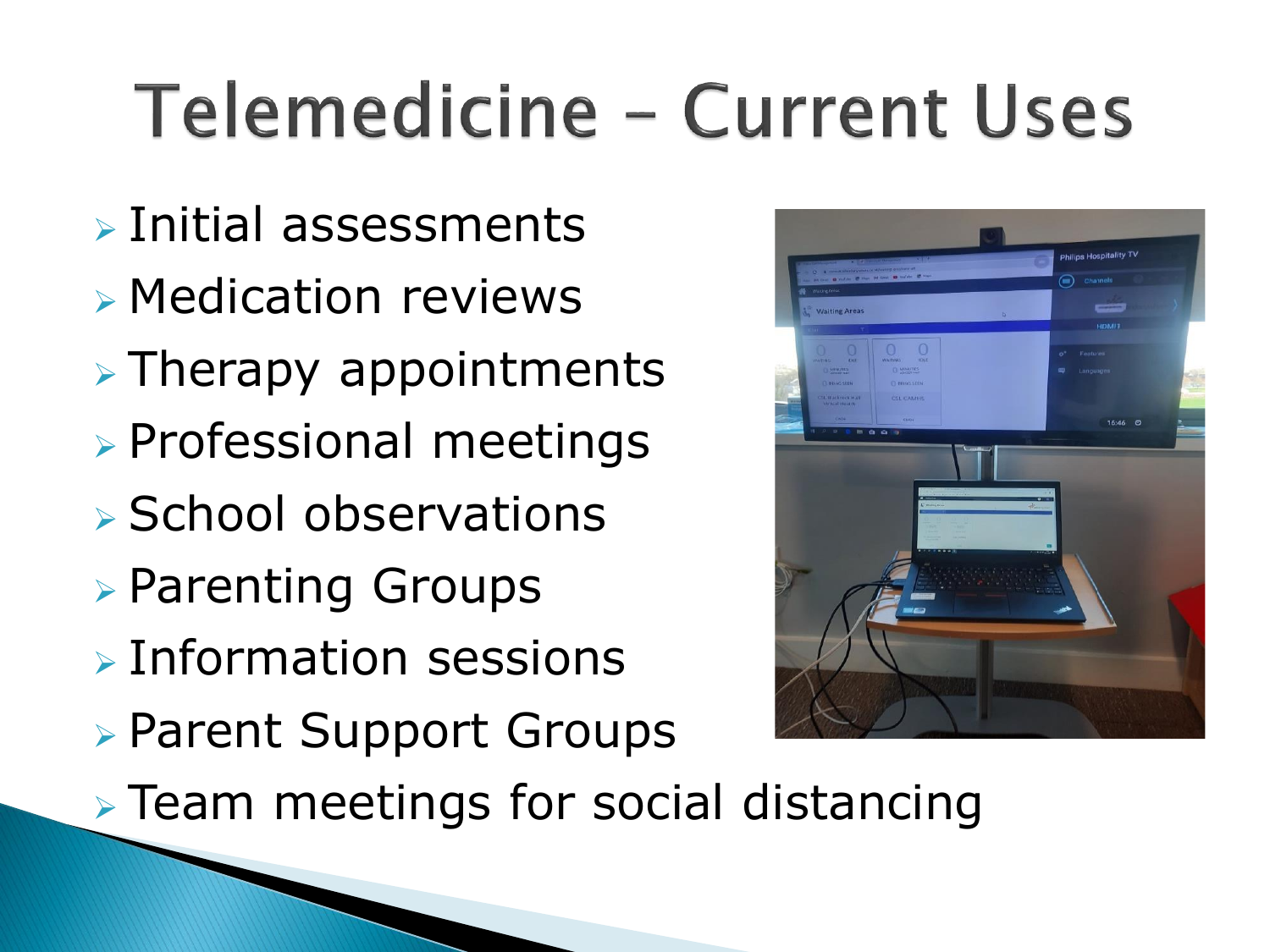# Telemedicine – Current Uses

- Initial assessments
- Medication reviews
- Therapy appointments
- Professional meetings
- School observations
- Parenting Groups
- Information sessions
- Parent Support Groups
- Team meetings for social distancing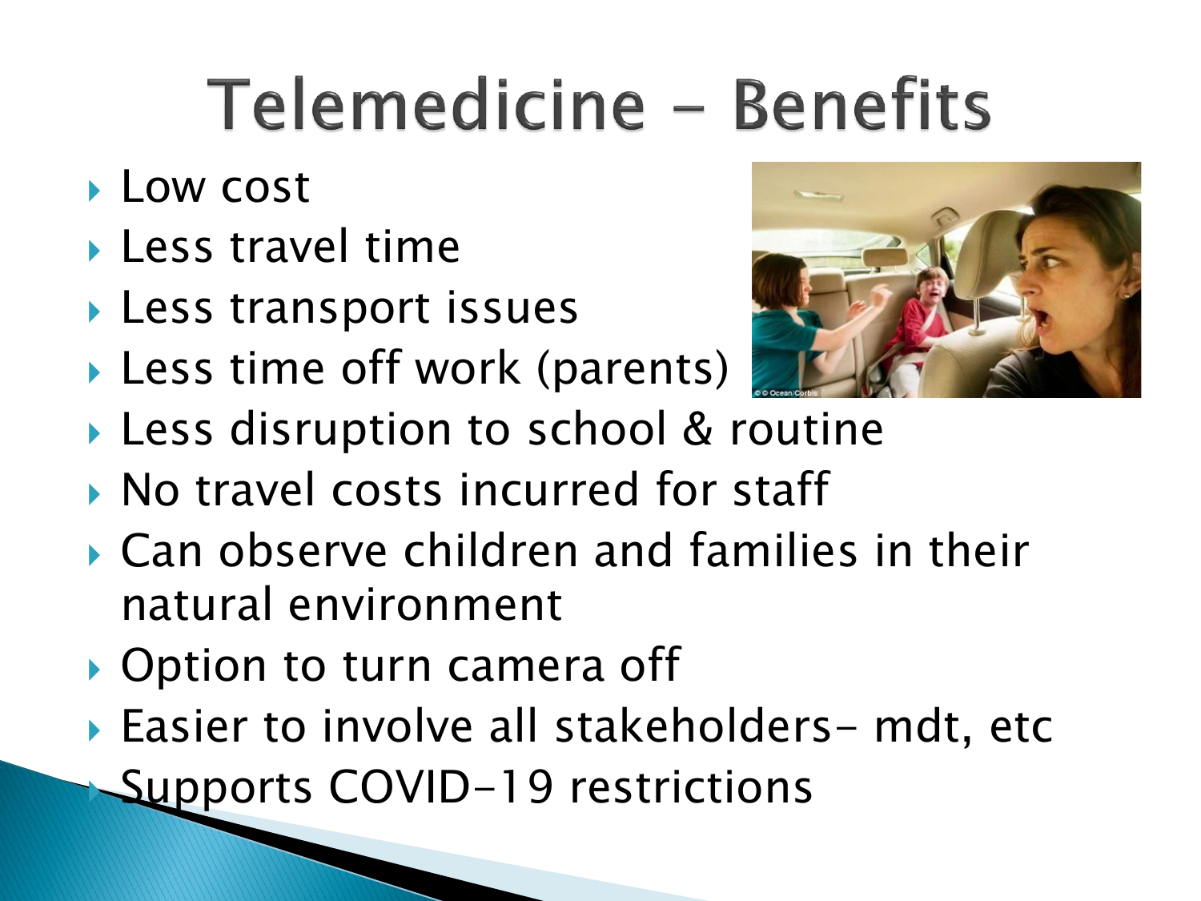# Telemedicine - Benefits

- Low cost
- Less travel time
- Less transport issues
- Less time off work (parents)
- Less disruption to school & routine
- No travel costs incurred for staff
- Can observe children and families in their natural environment
- Option to turn camera off
- Easier to involve all stakeholders- mdt, etc
- Supports COVID-19 restrictions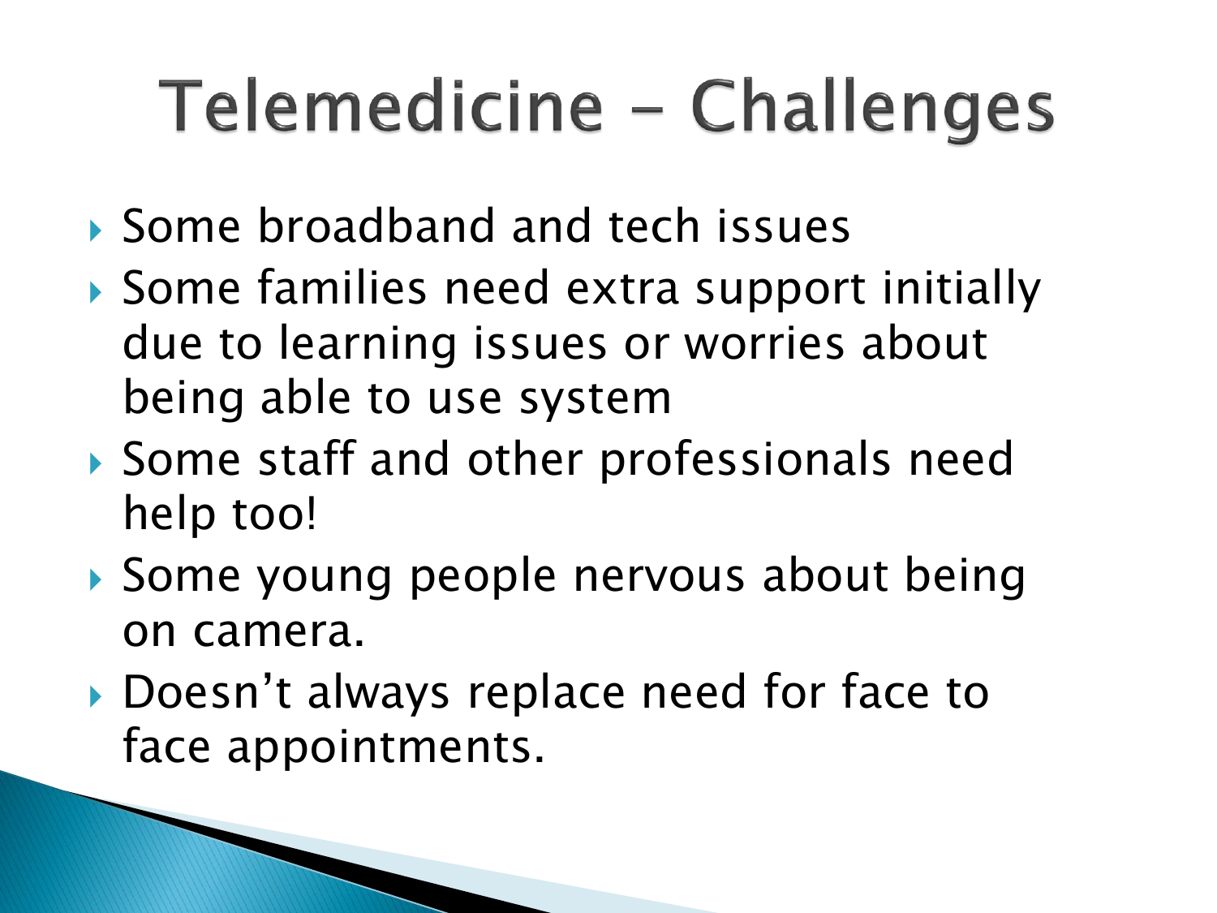# Telemedicine – Challenges

- Some broadband and tech issues
- Some families need extra support initially due to learning issues or worries about being able to use system
- Some staff and other professionals need help too!
- Some young people nervous about being on camera.
- Doesn't always replace need for face to face appointments.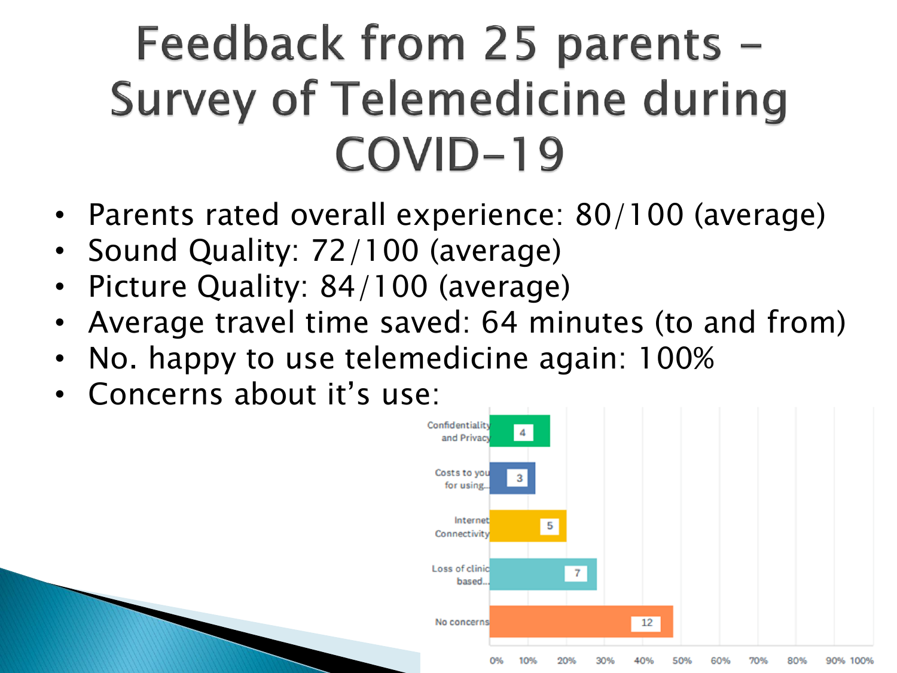# Feedback from 25 parents – Survey of Telemedicine during COVID-19

- Parents rated overall experience: 80/100 (average)
- Sound Quality: 72/100 (average)
- Picture Quality: 84/100 (average)
- Average travel time saved: 64 minutes (to and from)
- No. happy to use telemedicine again: 100%
- Concerns about it's use:

| Concern | Count |
| --- | --- |
| Confidentiality and Privacy | 4 |
| Costs to you for using... | 3 |
| Internet Connectivity | 5 |
| Loss of clinic based... | 7 |
| No concerns | 12 |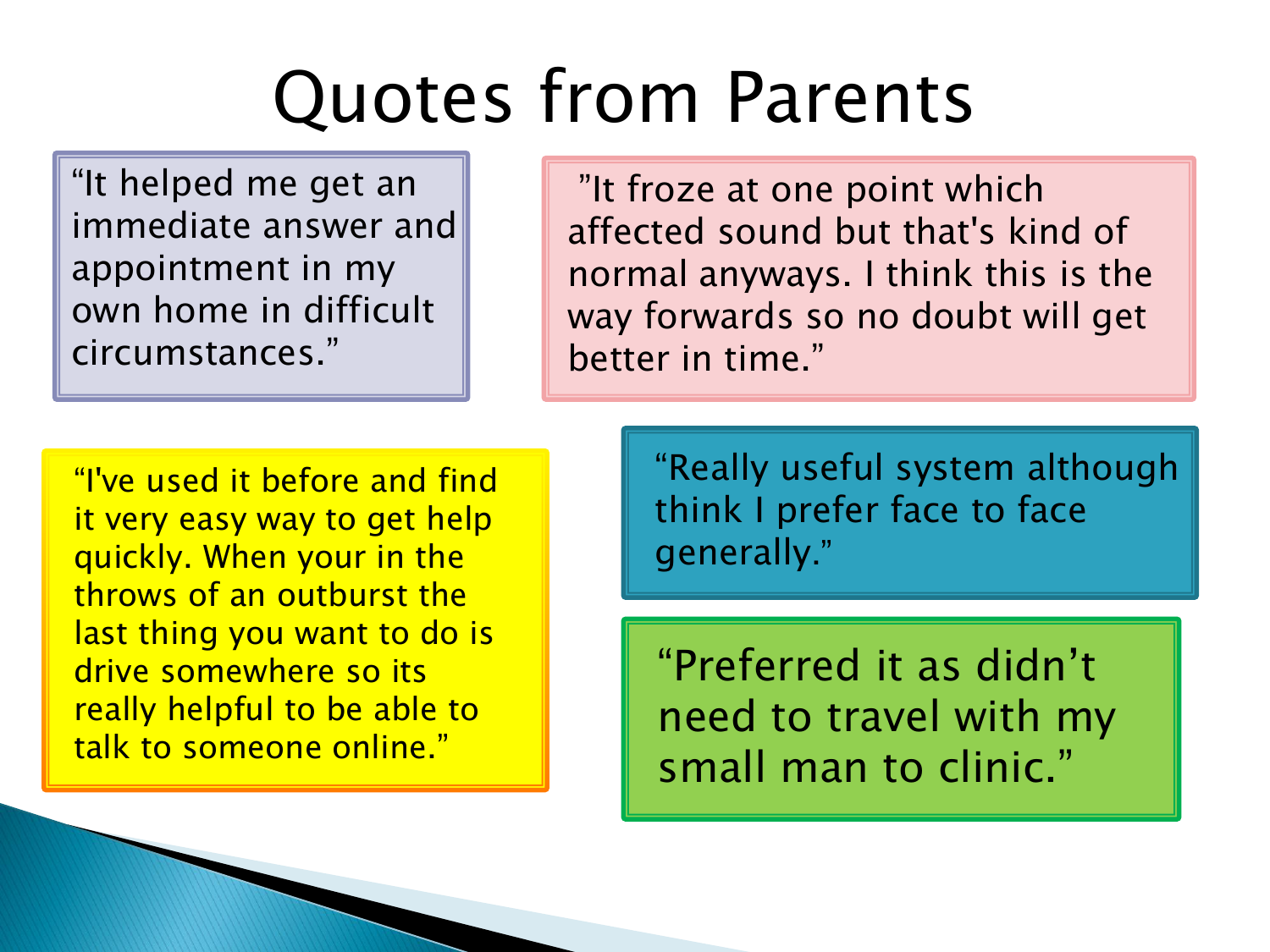# Quotes from Parents

"It helped me get an immediate answer and appointment in my own home in difficult circumstances."

"It froze at one point which affected sound but that's kind of normal anyways. I think this is the way forwards so no doubt will get better in time."

"I've used it before and find it very easy way to get help quickly. When your in the throws of an outburst the last thing you want to do is drive somewhere so its really helpful to be able to talk to someone online."

"Really useful system although think I prefer face to face generally."

"Preferred it as didn't need to travel with my small man to clinic."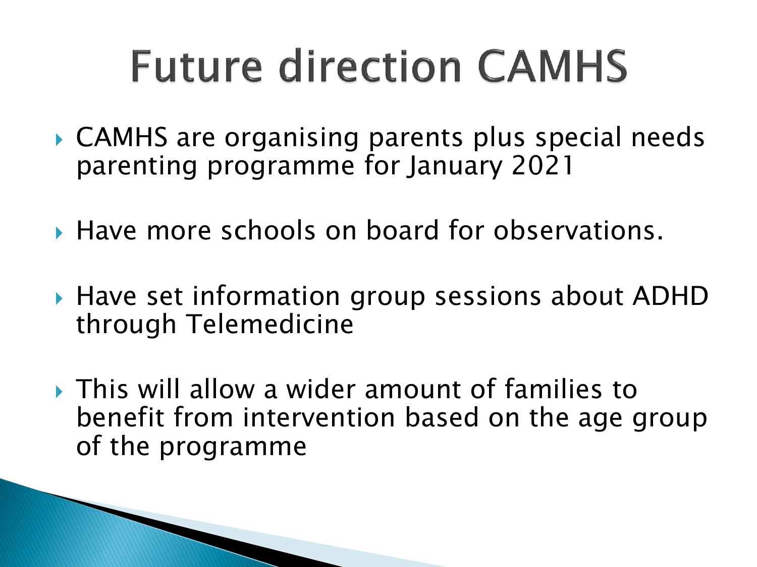# Future direction CAMHS

- CAMHS are organising parents plus special needs parenting programme for January 2021
- Have more schools on board for observations.
- Have set information group sessions about ADHD through Telemedicine
- This will allow a wider amount of families to benefit from intervention based on the age group of the programme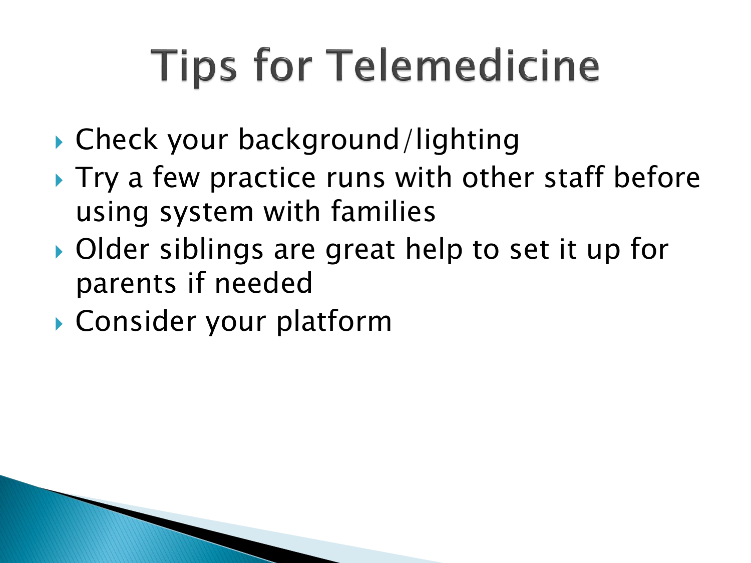# Tips for Telemedicine

- Check your background/lighting
- Try a few practice runs with other staff before using system with families
- Older siblings are great help to set it up for parents if needed
- Consider your platform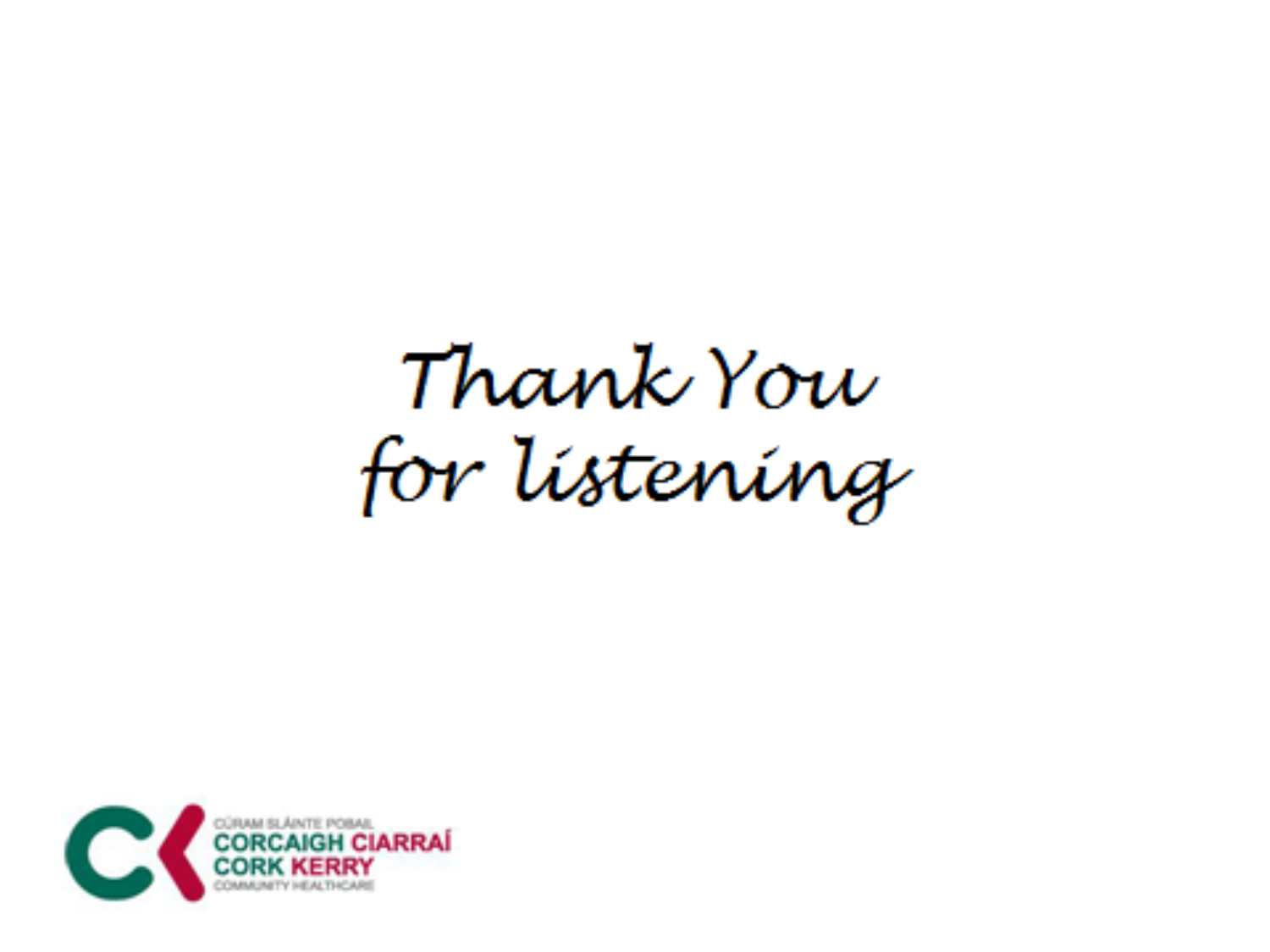*Thank You*

*for listening*

CÚRAM SLÁINTE POBAIL
CORCAIGH CIARRAÍ
CORK KERRY
COMMUNITY HEALTHCARE